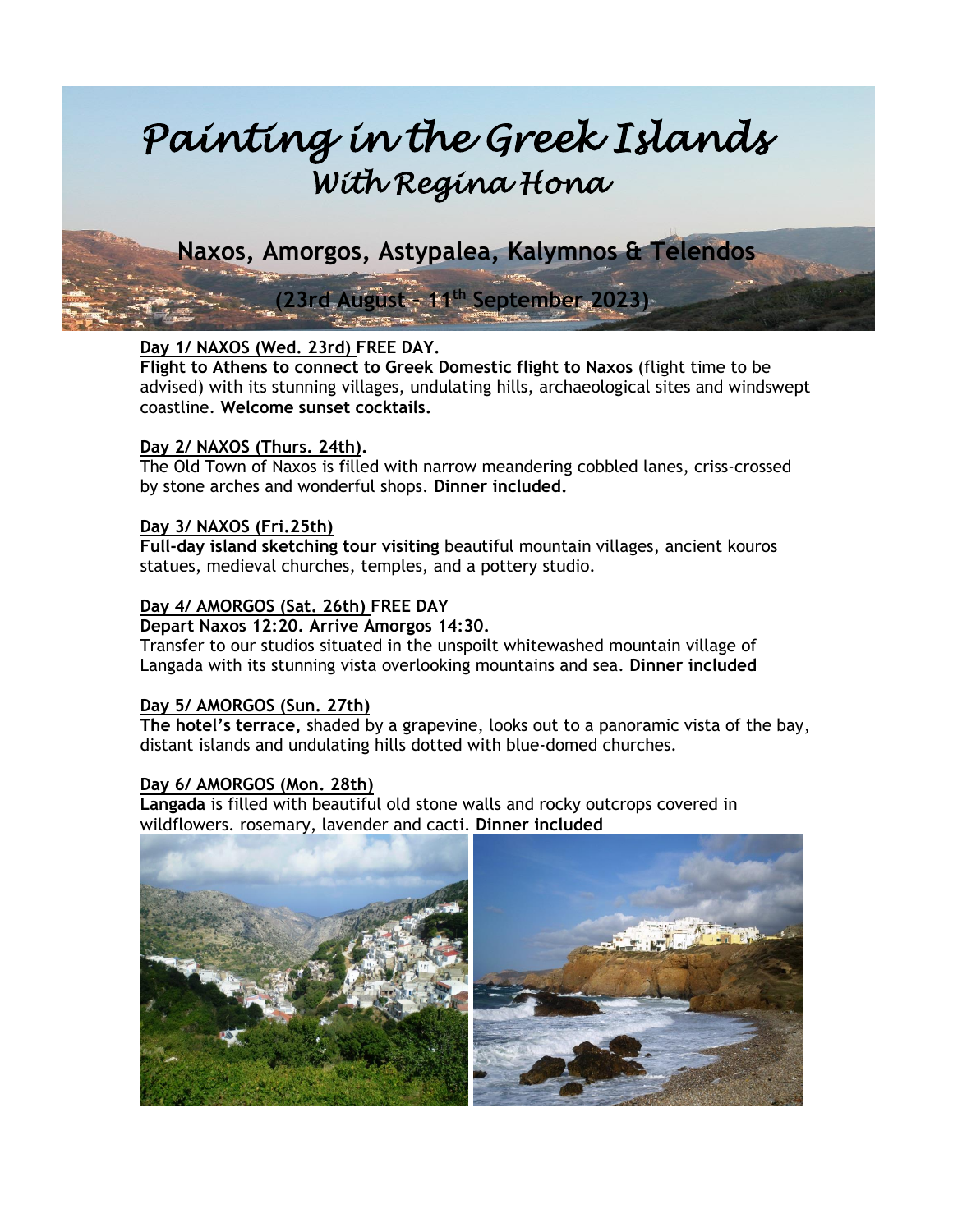# *Painting in the Greek Islands*
## *With Regina Hona*

### Naxos, Amorgos, Astypalea, Kalymnos & Telendos

### (23rd August – 11th September 2023)

<u>**Day 1/ NAXOS (Wed. 23rd)**</u> **FREE DAY.**
**Flight to Athens to connect to Greek Domestic flight to Naxos** (flight time to be advised) with its stunning villages, undulating hills, archaeological sites and windswept coastline. **Welcome sunset cocktails.**

<u>**Day 2/ NAXOS (Thurs. 24th)**</u>**.**
The Old Town of Naxos is filled with narrow meandering cobbled lanes, criss-crossed by stone arches and wonderful shops. **Dinner included.**

<u>**Day 3/ NAXOS (Fri.25th)**</u>
**Full-day island sketching tour visiting** beautiful mountain villages, ancient kouros statues, medieval churches, temples, and a pottery studio.

<u>**Day 4/ AMORGOS (Sat. 26th)**</u> **FREE DAY**
**Depart Naxos 12:20. Arrive Amorgos 14:30.**
Transfer to our studios situated in the unspoilt whitewashed mountain village of Langada with its stunning vista overlooking mountains and sea. **Dinner included**

<u>**Day 5/ AMORGOS (Sun. 27th)**</u>
**The hotel's terrace,** shaded by a grapevine, looks out to a panoramic vista of the bay, distant islands and undulating hills dotted with blue-domed churches.

<u>**Day 6/ AMORGOS (Mon. 28th)**</u>
**Langada** is filled with beautiful old stone walls and rocky outcrops covered in wildflowers. rosemary, lavender and cacti. **Dinner included**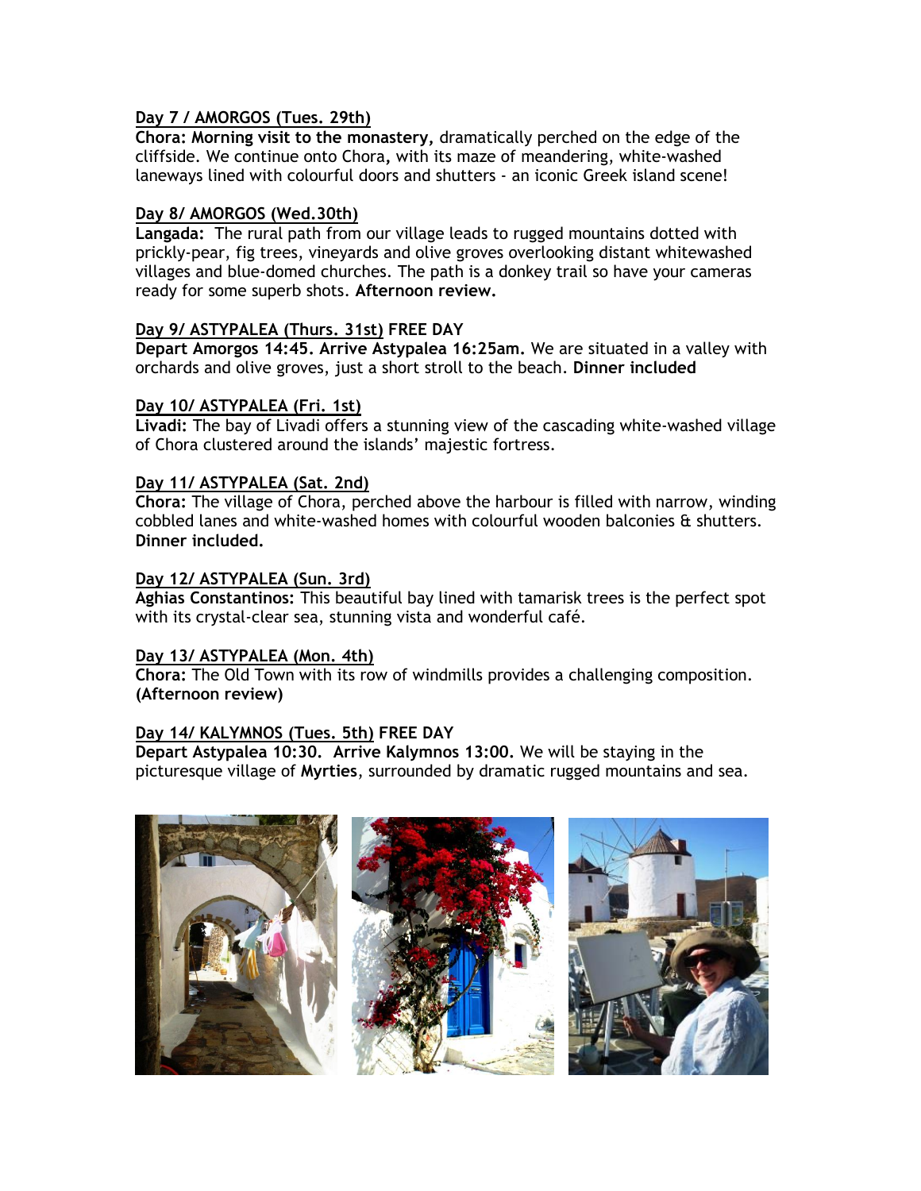**<u>Day 7 / AMORGOS (Tues. 29th)</u>**
**Chora: Morning visit to the monastery,** dramatically perched on the edge of the cliffside. We continue onto Chora, with its maze of meandering, white-washed laneways lined with colourful doors and shutters - an iconic Greek island scene!

**<u>Day 8/ AMORGOS (Wed.30th)</u>**
**Langada:** The rural path from our village leads to rugged mountains dotted with prickly-pear, fig trees, vineyards and olive groves overlooking distant whitewashed villages and blue-domed churches. The path is a donkey trail so have your cameras ready for some superb shots. **Afternoon review.**

**<u>Day 9/ ASTYPALEA (Thurs. 31st)</u> FREE DAY**
**Depart Amorgos 14:45. Arrive Astypalea 16:25am.** We are situated in a valley with orchards and olive groves, just a short stroll to the beach. **Dinner included**

**<u>Day 10/ ASTYPALEA (Fri. 1st)</u>**
**Livadi:** The bay of Livadi offers a stunning view of the cascading white-washed village of Chora clustered around the islands' majestic fortress.

**<u>Day 11/ ASTYPALEA (Sat. 2nd)</u>**
**Chora:** The village of Chora, perched above the harbour is filled with narrow, winding cobbled lanes and white-washed homes with colourful wooden balconies & shutters. **Dinner included.**

**<u>Day 12/ ASTYPALEA (Sun. 3rd)</u>**
**Aghias Constantinos:** This beautiful bay lined with tamarisk trees is the perfect spot with its crystal-clear sea, stunning vista and wonderful café.

**<u>Day 13/ ASTYPALEA (Mon. 4th)</u>**
**Chora:** The Old Town with its row of windmills provides a challenging composition. **(Afternoon review)**

**<u>Day 14/ KALYMNOS (Tues. 5th)</u> FREE DAY**
**Depart Astypalea 10:30. Arrive Kalymnos 13:00.** We will be staying in the picturesque village of **Myrties**, surrounded by dramatic rugged mountains and sea.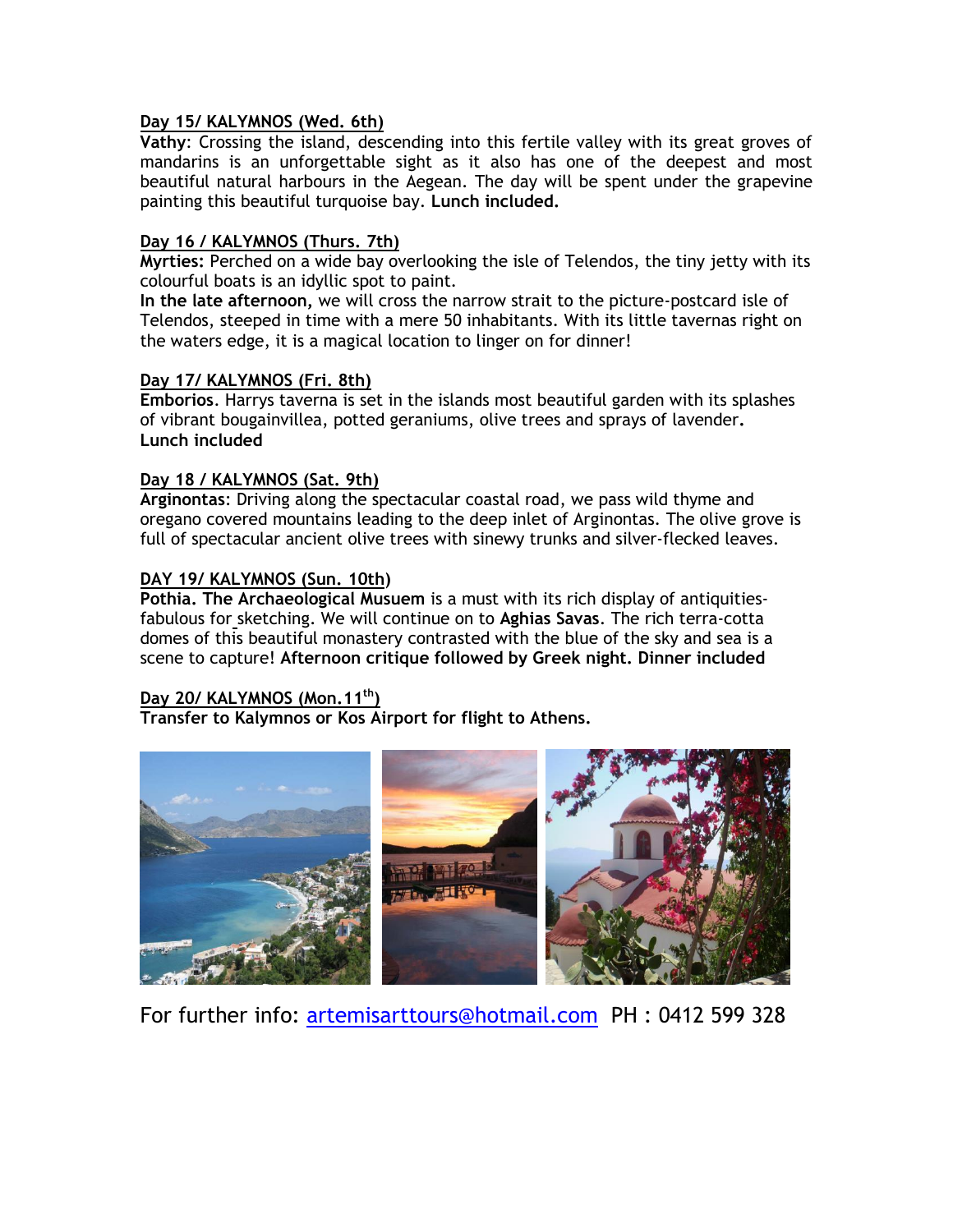**Day 15/ KALYMNOS (Wed. 6th)**

**Vathy**: Crossing the island, descending into this fertile valley with its great groves of mandarins is an unforgettable sight as it also has one of the deepest and most beautiful natural harbours in the Aegean. The day will be spent under the grapevine painting this beautiful turquoise bay. **Lunch included.**

**Day 16 / KALYMNOS (Thurs. 7th)**

**Myrties:** Perched on a wide bay overlooking the isle of Telendos, the tiny jetty with its colourful boats is an idyllic spot to paint.

**In the late afternoon,** we will cross the narrow strait to the picture-postcard isle of Telendos, steeped in time with a mere 50 inhabitants. With its little tavernas right on the waters edge, it is a magical location to linger on for dinner!

**Day 17/ KALYMNOS (Fri. 8th)**

**Emborios**. Harrys taverna is set in the islands most beautiful garden with its splashes of vibrant bougainvillea, potted geraniums, olive trees and sprays of lavender.
**Lunch included**

**Day 18 / KALYMNOS (Sat. 9th)**

**Arginontas**: Driving along the spectacular coastal road, we pass wild thyme and oregano covered mountains leading to the deep inlet of Arginontas. The olive grove is full of spectacular ancient olive trees with sinewy trunks and silver-flecked leaves.

**DAY 19/ KALYMNOS (Sun. 10th)**

**Pothia. The Archaeological Musuem** is a must with its rich display of antiquities-fabulous for sketching. We will continue on to **Aghias Savas**. The rich terra-cotta domes of this beautiful monastery contrasted with the blue of the sky and sea is a scene to capture! **Afternoon critique followed by Greek night. Dinner included**

**Day 20/ KALYMNOS (Mon.11th)**

**Transfer to Kalymnos or Kos Airport for flight to Athens.**

For further info: artemisarttours@hotmail.com PH : 0412 599 328